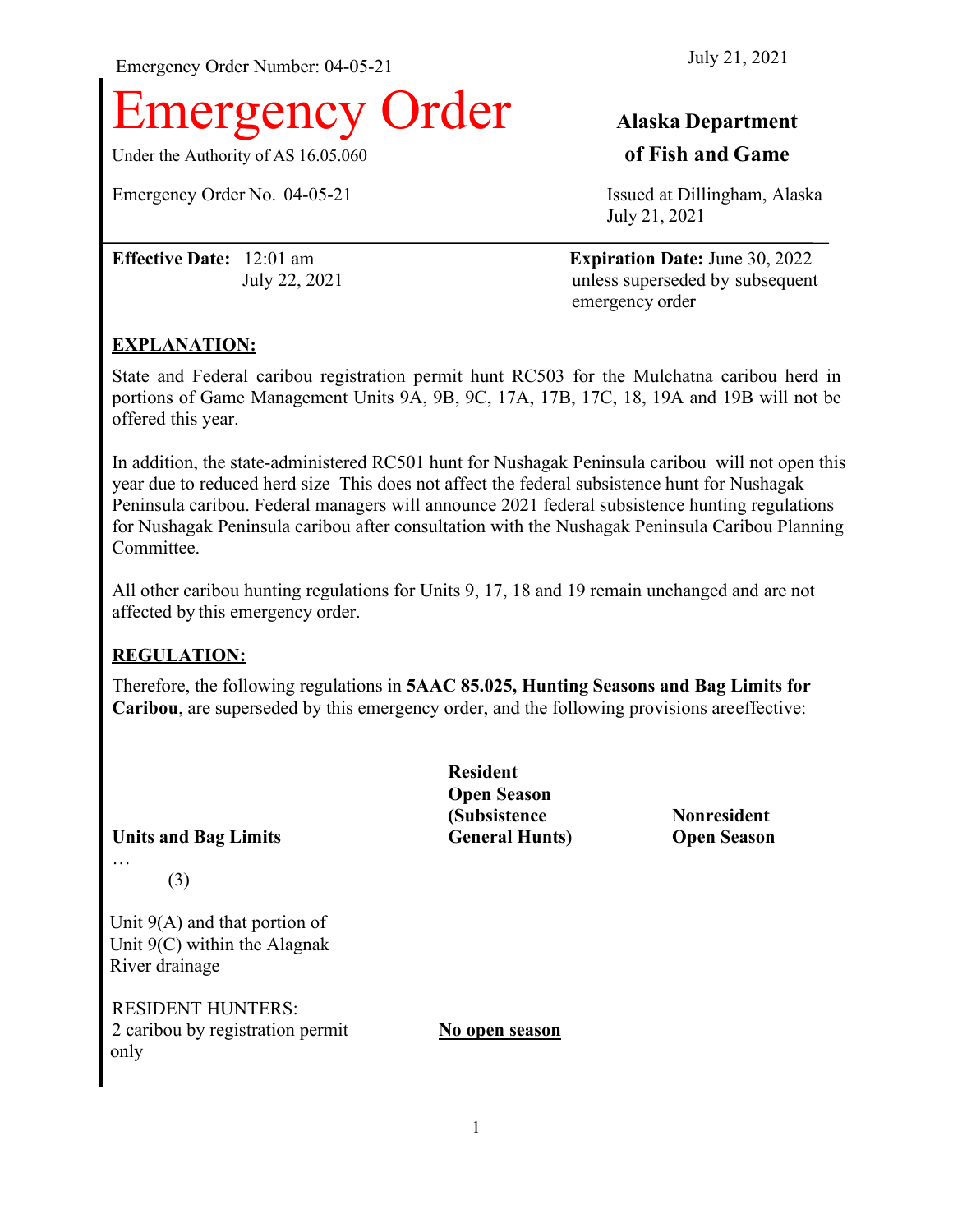Emergency Order Number: 04-05-21

July 21, 2021

# Emergency Order

**Alaska Department of Fish and Game**

Under the Authority of AS 16.05.060

Emergency Order No. 04-05-21

Issued at Dillingham, Alaska
July 21, 2021

**Effective Date:** 12:01 am July 22, 2021

**Expiration Date:** June 30, 2022 unless superseded by subsequent emergency order

## EXPLANATION:

State and Federal caribou registration permit hunt RC503 for the Mulchatna caribou herd in portions of Game Management Units 9A, 9B, 9C, 17A, 17B, 17C, 18, 19A and 19B will not be offered this year.

In addition, the state-administered RC501 hunt for Nushagak Peninsula caribou will not open this year due to reduced herd size This does not affect the federal subsistence hunt for Nushagak Peninsula caribou. Federal managers will announce 2021 federal subsistence hunting regulations for Nushagak Peninsula caribou after consultation with the Nushagak Peninsula Caribou Planning Committee.

All other caribou hunting regulations for Units 9, 17, 18 and 19 remain unchanged and are not affected by this emergency order.

## REGULATION:

Therefore, the following regulations in **5AAC 85.025, Hunting Seasons and Bag Limits for Caribou**, are superseded by this emergency order, and the following provisions areeffective:

| Units and Bag Limits | Resident Open Season (Subsistence General Hunts) | Nonresident Open Season |
|---|---|---|
| … | | |
| (3) | | |
| Unit 9(A) and that portion of Unit 9(C) within the Alagnak River drainage | | |
| RESIDENT HUNTERS: 2 caribou by registration permit only | **No open season** | |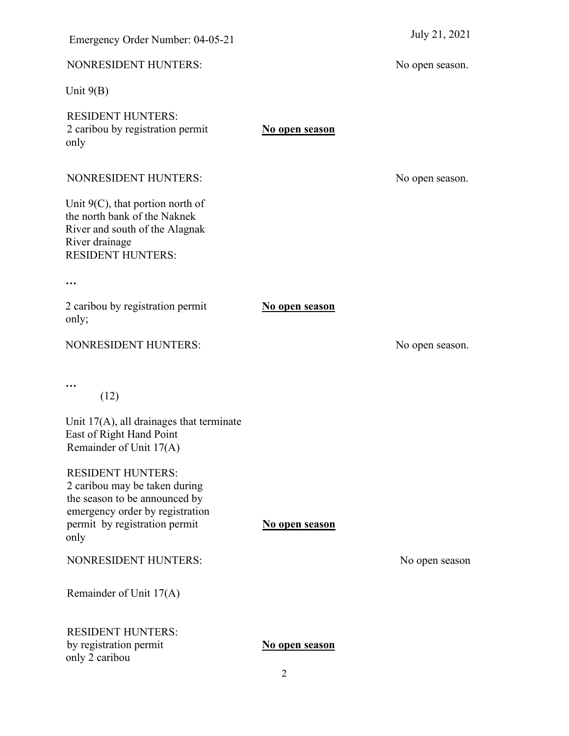NONRESIDENT HUNTERS: No open season.

Unit 9(B)

RESIDENT HUNTERS:
2 caribou by registration permit only **No open season**

NONRESIDENT HUNTERS: No open season.

Unit 9(C), that portion north of the north bank of the Naknek River and south of the Alagnak River drainage
RESIDENT HUNTERS:

…

2 caribou by registration permit only; **No open season**

NONRESIDENT HUNTERS: No open season.

…

(12)

Unit 17(A), all drainages that terminate East of Right Hand Point
Remainder of Unit 17(A)

RESIDENT HUNTERS:
2 caribou may be taken during the season to be announced by emergency order by registration permit by registration permit only **No open season**

NONRESIDENT HUNTERS: No open season

Remainder of Unit 17(A)

RESIDENT HUNTERS:
by registration permit only 2 caribou **No open season**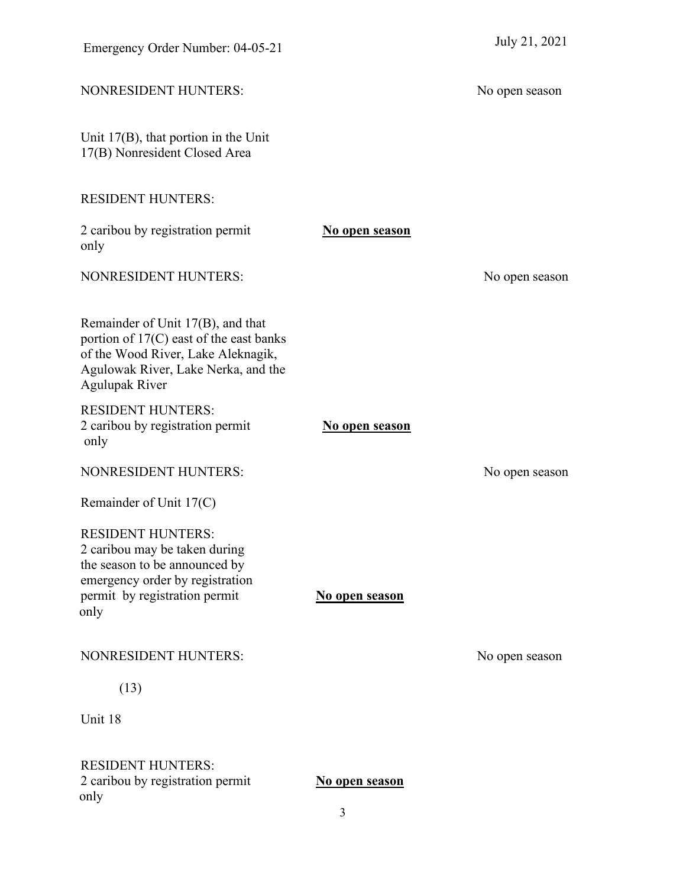NONRESIDENT HUNTERS: No open season

Unit 17(B), that portion in the Unit 17(B) Nonresident Closed Area

RESIDENT HUNTERS:

2 caribou by registration permit only **No open season**

NONRESIDENT HUNTERS: No open season

Remainder of Unit 17(B), and that portion of 17(C) east of the east banks of the Wood River, Lake Aleknagik, Agulowak River, Lake Nerka, and the Agulupak River

RESIDENT HUNTERS:
2 caribou by registration permit only **No open season**

NONRESIDENT HUNTERS: No open season

Remainder of Unit 17(C)

RESIDENT HUNTERS:
2 caribou may be taken during the season to be announced by emergency order by registration permit by registration permit only **No open season**

NONRESIDENT HUNTERS: No open season

(13)

Unit 18

RESIDENT HUNTERS:
2 caribou by registration permit only **No open season**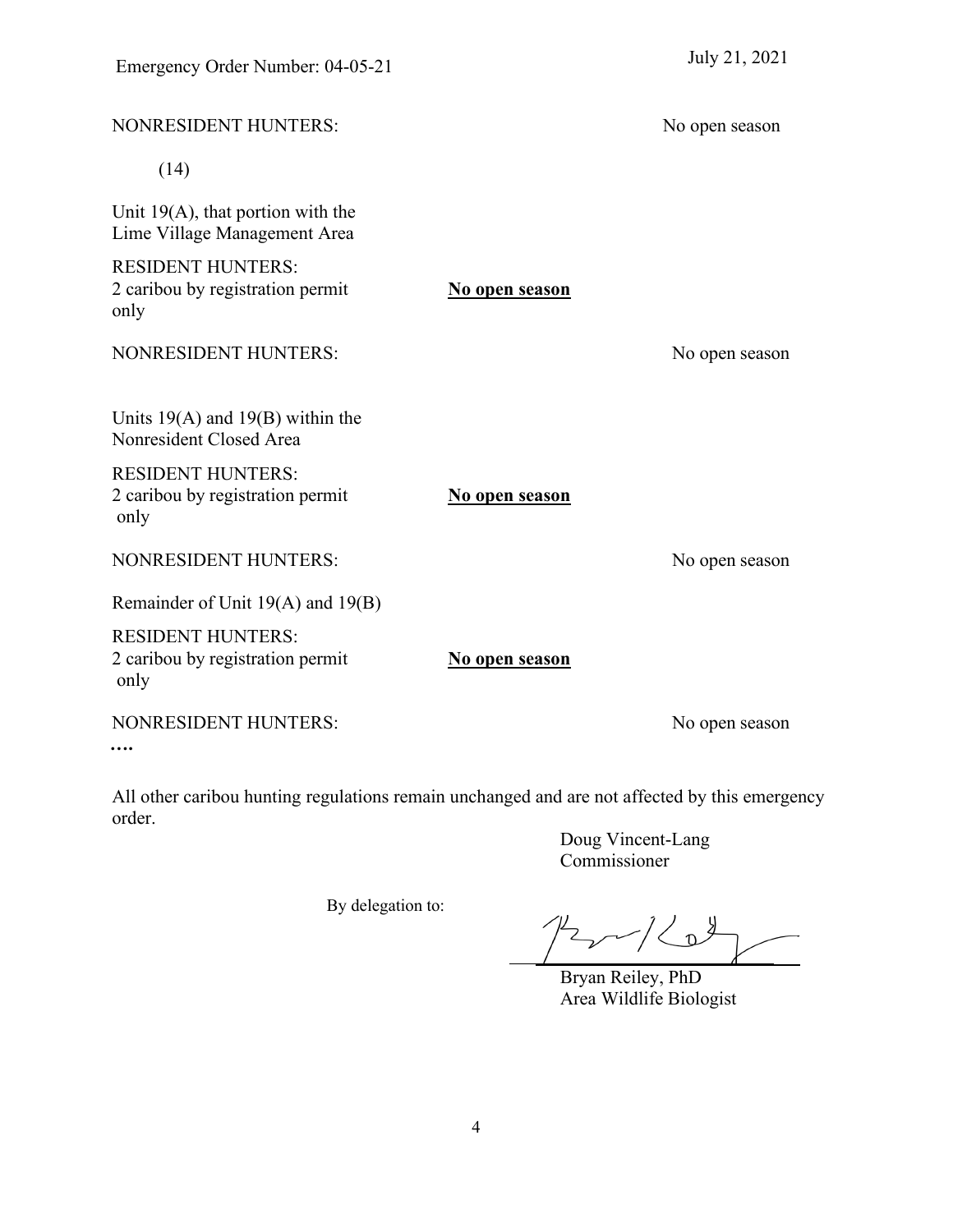NONRESIDENT HUNTERS: No open season

(14)

Unit 19(A), that portion with the Lime Village Management Area

RESIDENT HUNTERS:
2 caribou by registration permit only **No open season**

NONRESIDENT HUNTERS: No open season

Units 19(A) and 19(B) within the Nonresident Closed Area

RESIDENT HUNTERS:
2 caribou by registration permit only **No open season**

NONRESIDENT HUNTERS: No open season

Remainder of Unit 19(A) and 19(B)

RESIDENT HUNTERS:
2 caribou by registration permit only **No open season**

NONRESIDENT HUNTERS: No open season

**….**

All other caribou hunting regulations remain unchanged and are not affected by this emergency order.

Doug Vincent-Lang
Commissioner

By delegation to:

Bryan Reiley, PhD
Area Wildlife Biologist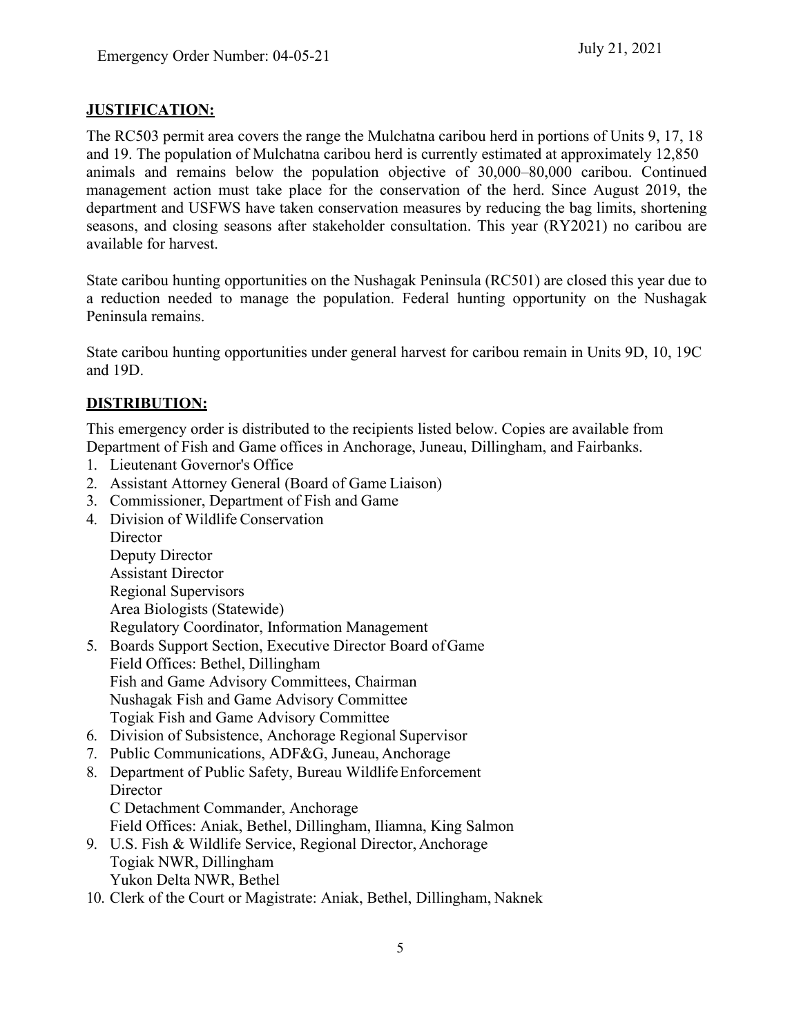## JUSTIFICATION:

The RC503 permit area covers the range the Mulchatna caribou herd in portions of Units 9, 17, 18 and 19. The population of Mulchatna caribou herd is currently estimated at approximately 12,850 animals and remains below the population objective of 30,000–80,000 caribou. Continued management action must take place for the conservation of the herd. Since August 2019, the department and USFWS have taken conservation measures by reducing the bag limits, shortening seasons, and closing seasons after stakeholder consultation. This year (RY2021) no caribou are available for harvest.

State caribou hunting opportunities on the Nushagak Peninsula (RC501) are closed this year due to a reduction needed to manage the population. Federal hunting opportunity on the Nushagak Peninsula remains.

State caribou hunting opportunities under general harvest for caribou remain in Units 9D, 10, 19C and 19D.

## DISTRIBUTION:

This emergency order is distributed to the recipients listed below. Copies are available from Department of Fish and Game offices in Anchorage, Juneau, Dillingham, and Fairbanks.

1. Lieutenant Governor's Office
2. Assistant Attorney General (Board of Game Liaison)
3. Commissioner, Department of Fish and Game
4. Division of Wildlife Conservation
   Director
   Deputy Director
   Assistant Director
   Regional Supervisors
   Area Biologists (Statewide)
   Regulatory Coordinator, Information Management
5. Boards Support Section, Executive Director Board of Game
   Field Offices: Bethel, Dillingham
   Fish and Game Advisory Committees, Chairman
   Nushagak Fish and Game Advisory Committee
   Togiak Fish and Game Advisory Committee
6. Division of Subsistence, Anchorage Regional Supervisor
7. Public Communications, ADF&G, Juneau, Anchorage
8. Department of Public Safety, Bureau Wildlife Enforcement
   Director
   C Detachment Commander, Anchorage
   Field Offices: Aniak, Bethel, Dillingham, Iliamna, King Salmon
9. U.S. Fish & Wildlife Service, Regional Director, Anchorage
   Togiak NWR, Dillingham
   Yukon Delta NWR, Bethel
10. Clerk of the Court or Magistrate: Aniak, Bethel, Dillingham, Naknek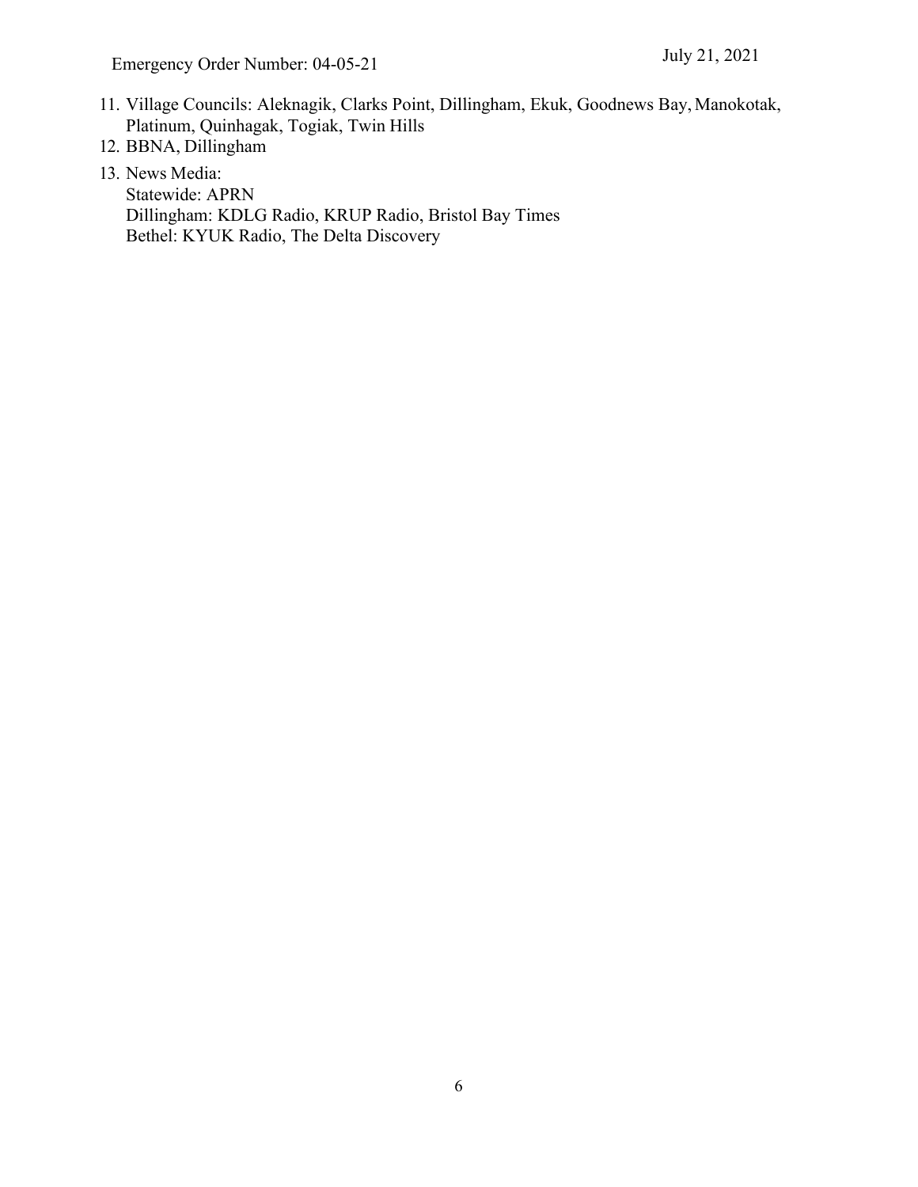11. Village Councils: Aleknagik, Clarks Point, Dillingham, Ekuk, Goodnews Bay, Manokotak, Platinum, Quinhagak, Togiak, Twin Hills
12. BBNA, Dillingham
13. News Media:
    Statewide: APRN
    Dillingham: KDLG Radio, KRUP Radio, Bristol Bay Times
    Bethel: KYUK Radio, The Delta Discovery